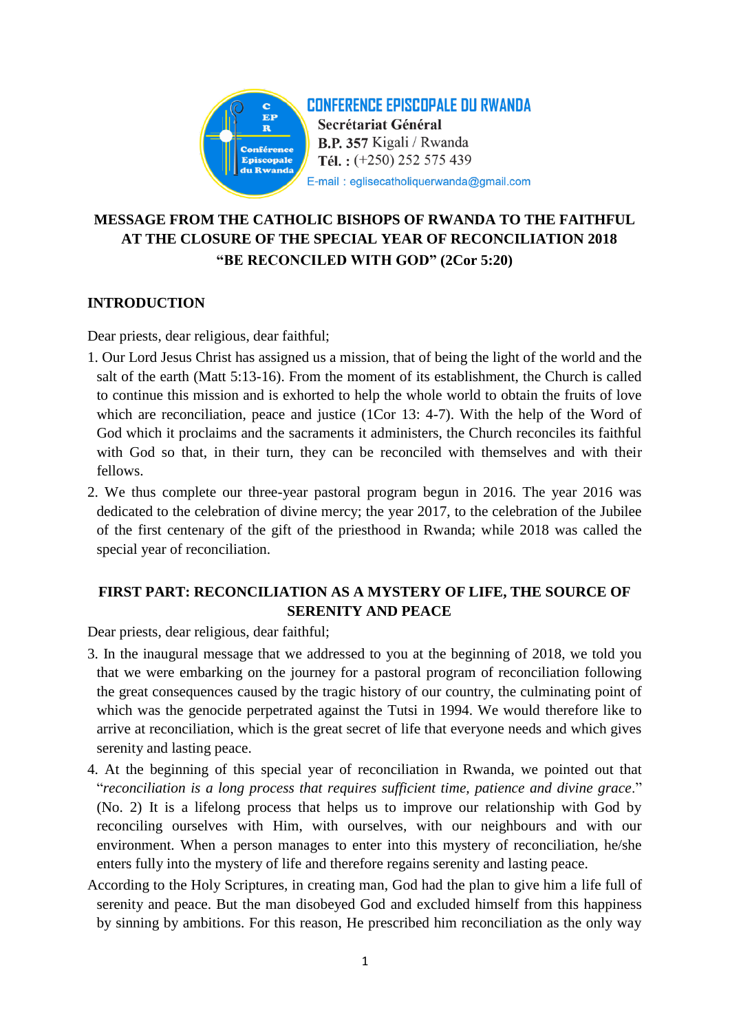CONFERENCE EPISCOPALE DU RWANDA
Secrétariat Général
B.P. 357 Kigali / Rwanda
Tél. : (+250) 252 575 439
E-mail : eglisecatholiquerwanda@gmail.com

# MESSAGE FROM THE CATHOLIC BISHOPS OF RWANDA TO THE FAITHFUL AT THE CLOSURE OF THE SPECIAL YEAR OF RECONCILIATION 2018 "BE RECONCILED WITH GOD" (2Cor 5:20)

## INTRODUCTION

Dear priests, dear religious, dear faithful;

1. Our Lord Jesus Christ has assigned us a mission, that of being the light of the world and the salt of the earth (Matt 5:13-16). From the moment of its establishment, the Church is called to continue this mission and is exhorted to help the whole world to obtain the fruits of love which are reconciliation, peace and justice (1Cor 13: 4-7). With the help of the Word of God which it proclaims and the sacraments it administers, the Church reconciles its faithful with God so that, in their turn, they can be reconciled with themselves and with their fellows.
2. We thus complete our three-year pastoral program begun in 2016. The year 2016 was dedicated to the celebration of divine mercy; the year 2017, to the celebration of the Jubilee of the first centenary of the gift of the priesthood in Rwanda; while 2018 was called the special year of reconciliation.

## FIRST PART: RECONCILIATION AS A MYSTERY OF LIFE, THE SOURCE OF SERENITY AND PEACE

Dear priests, dear religious, dear faithful;

3. In the inaugural message that we addressed to you at the beginning of 2018, we told you that we were embarking on the journey for a pastoral program of reconciliation following the great consequences caused by the tragic history of our country, the culminating point of which was the genocide perpetrated against the Tutsi in 1994. We would therefore like to arrive at reconciliation, which is the great secret of life that everyone needs and which gives serenity and lasting peace.
4. At the beginning of this special year of reconciliation in Rwanda, we pointed out that "*reconciliation is a long process that requires sufficient time, patience and divine grace*." (No. 2) It is a lifelong process that helps us to improve our relationship with God by reconciling ourselves with Him, with ourselves, with our neighbours and with our environment. When a person manages to enter into this mystery of reconciliation, he/she enters fully into the mystery of life and therefore regains serenity and lasting peace.

According to the Holy Scriptures, in creating man, God had the plan to give him a life full of serenity and peace. But the man disobeyed God and excluded himself from this happiness by sinning by ambitions. For this reason, He prescribed him reconciliation as the only way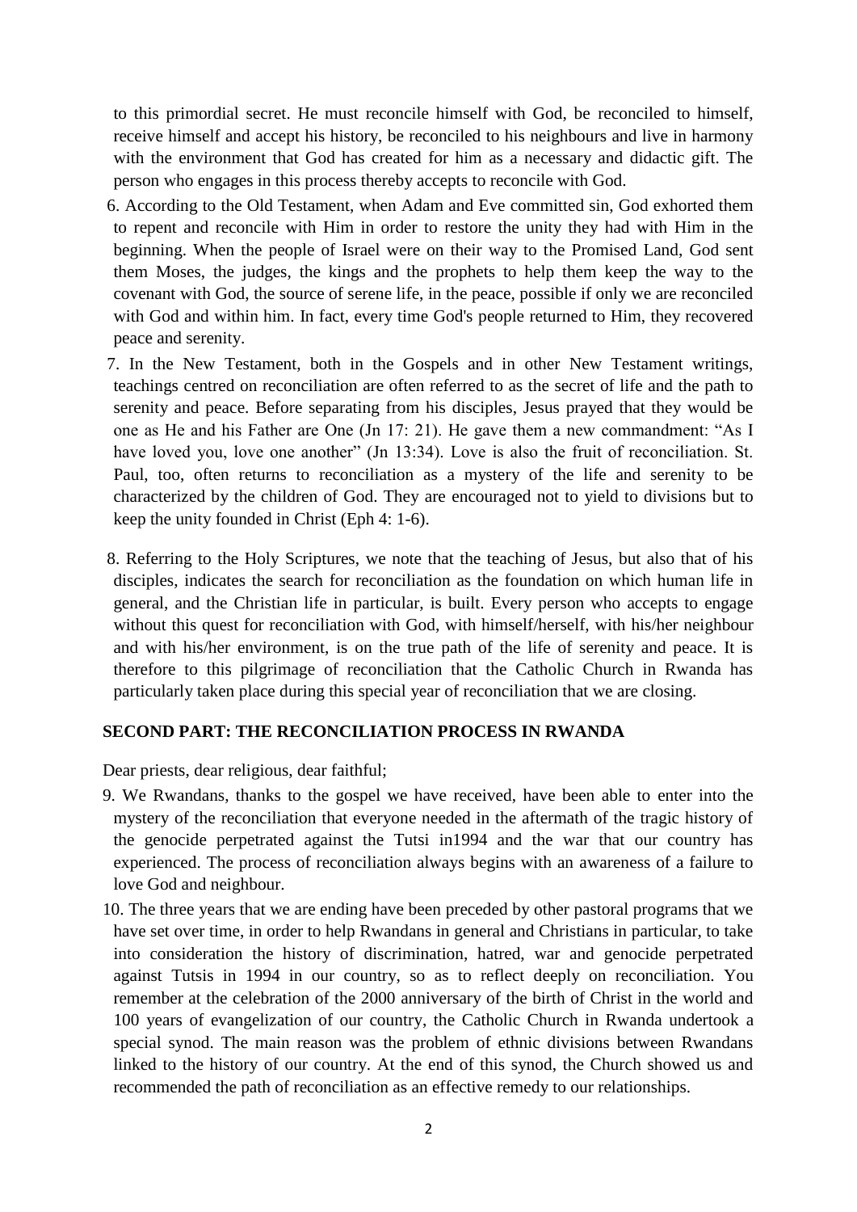to this primordial secret. He must reconcile himself with God, be reconciled to himself, receive himself and accept his history, be reconciled to his neighbours and live in harmony with the environment that God has created for him as a necessary and didactic gift. The person who engages in this process thereby accepts to reconcile with God.

6. According to the Old Testament, when Adam and Eve committed sin, God exhorted them to repent and reconcile with Him in order to restore the unity they had with Him in the beginning. When the people of Israel were on their way to the Promised Land, God sent them Moses, the judges, the kings and the prophets to help them keep the way to the covenant with God, the source of serene life, in the peace, possible if only we are reconciled with God and within him. In fact, every time God's people returned to Him, they recovered peace and serenity.

7. In the New Testament, both in the Gospels and in other New Testament writings, teachings centred on reconciliation are often referred to as the secret of life and the path to serenity and peace. Before separating from his disciples, Jesus prayed that they would be one as He and his Father are One (Jn 17: 21). He gave them a new commandment: "As I have loved you, love one another" (Jn 13:34). Love is also the fruit of reconciliation. St. Paul, too, often returns to reconciliation as a mystery of the life and serenity to be characterized by the children of God. They are encouraged not to yield to divisions but to keep the unity founded in Christ (Eph 4: 1-6).

8. Referring to the Holy Scriptures, we note that the teaching of Jesus, but also that of his disciples, indicates the search for reconciliation as the foundation on which human life in general, and the Christian life in particular, is built. Every person who accepts to engage without this quest for reconciliation with God, with himself/herself, with his/her neighbour and with his/her environment, is on the true path of the life of serenity and peace. It is therefore to this pilgrimage of reconciliation that the Catholic Church in Rwanda has particularly taken place during this special year of reconciliation that we are closing.

## SECOND PART: THE RECONCILIATION PROCESS IN RWANDA

Dear priests, dear religious, dear faithful;

9. We Rwandans, thanks to the gospel we have received, have been able to enter into the mystery of the reconciliation that everyone needed in the aftermath of the tragic history of the genocide perpetrated against the Tutsi in1994 and the war that our country has experienced. The process of reconciliation always begins with an awareness of a failure to love God and neighbour.

10. The three years that we are ending have been preceded by other pastoral programs that we have set over time, in order to help Rwandans in general and Christians in particular, to take into consideration the history of discrimination, hatred, war and genocide perpetrated against Tutsis in 1994 in our country, so as to reflect deeply on reconciliation. You remember at the celebration of the 2000 anniversary of the birth of Christ in the world and 100 years of evangelization of our country, the Catholic Church in Rwanda undertook a special synod. The main reason was the problem of ethnic divisions between Rwandans linked to the history of our country. At the end of this synod, the Church showed us and recommended the path of reconciliation as an effective remedy to our relationships.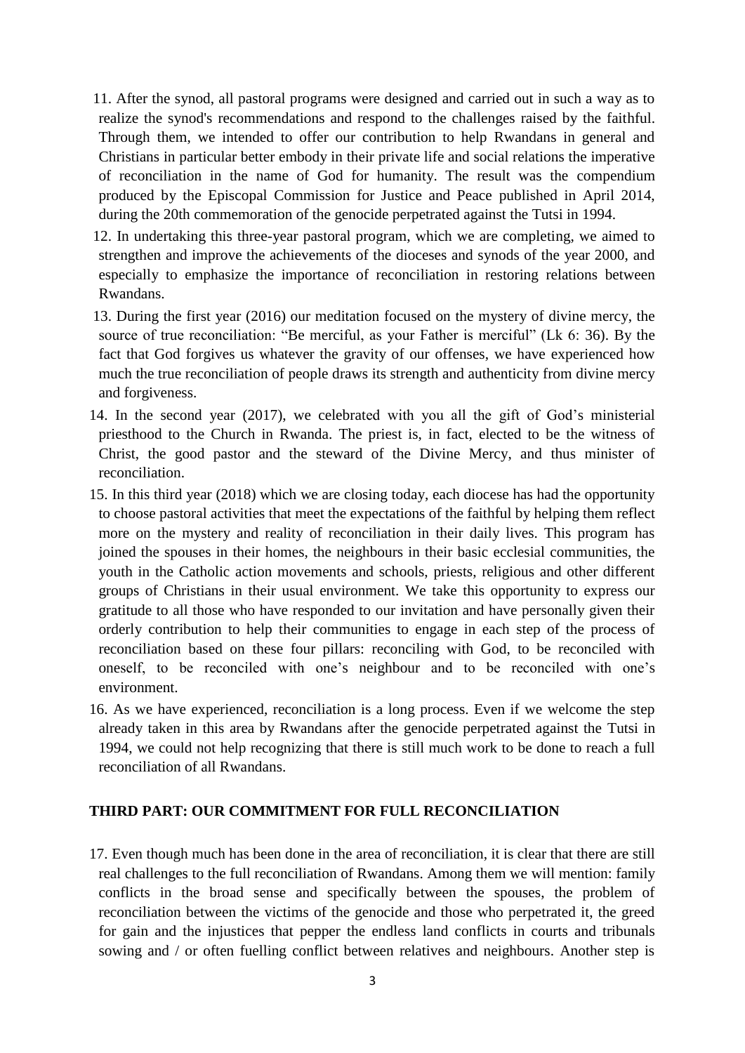11. After the synod, all pastoral programs were designed and carried out in such a way as to realize the synod's recommendations and respond to the challenges raised by the faithful. Through them, we intended to offer our contribution to help Rwandans in general and Christians in particular better embody in their private life and social relations the imperative of reconciliation in the name of God for humanity. The result was the compendium produced by the Episcopal Commission for Justice and Peace published in April 2014, during the 20th commemoration of the genocide perpetrated against the Tutsi in 1994.

12. In undertaking this three-year pastoral program, which we are completing, we aimed to strengthen and improve the achievements of the dioceses and synods of the year 2000, and especially to emphasize the importance of reconciliation in restoring relations between Rwandans.

13. During the first year (2016) our meditation focused on the mystery of divine mercy, the source of true reconciliation: "Be merciful, as your Father is merciful" (Lk 6: 36). By the fact that God forgives us whatever the gravity of our offenses, we have experienced how much the true reconciliation of people draws its strength and authenticity from divine mercy and forgiveness.

14. In the second year (2017), we celebrated with you all the gift of God's ministerial priesthood to the Church in Rwanda. The priest is, in fact, elected to be the witness of Christ, the good pastor and the steward of the Divine Mercy, and thus minister of reconciliation.

15. In this third year (2018) which we are closing today, each diocese has had the opportunity to choose pastoral activities that meet the expectations of the faithful by helping them reflect more on the mystery and reality of reconciliation in their daily lives. This program has joined the spouses in their homes, the neighbours in their basic ecclesial communities, the youth in the Catholic action movements and schools, priests, religious and other different groups of Christians in their usual environment. We take this opportunity to express our gratitude to all those who have responded to our invitation and have personally given their orderly contribution to help their communities to engage in each step of the process of reconciliation based on these four pillars: reconciling with God, to be reconciled with oneself, to be reconciled with one's neighbour and to be reconciled with one's environment.

16. As we have experienced, reconciliation is a long process. Even if we welcome the step already taken in this area by Rwandans after the genocide perpetrated against the Tutsi in 1994, we could not help recognizing that there is still much work to be done to reach a full reconciliation of all Rwandans.

## THIRD PART: OUR COMMITMENT FOR FULL RECONCILIATION

17. Even though much has been done in the area of reconciliation, it is clear that there are still real challenges to the full reconciliation of Rwandans. Among them we will mention: family conflicts in the broad sense and specifically between the spouses, the problem of reconciliation between the victims of the genocide and those who perpetrated it, the greed for gain and the injustices that pepper the endless land conflicts in courts and tribunals sowing and / or often fuelling conflict between relatives and neighbours. Another step is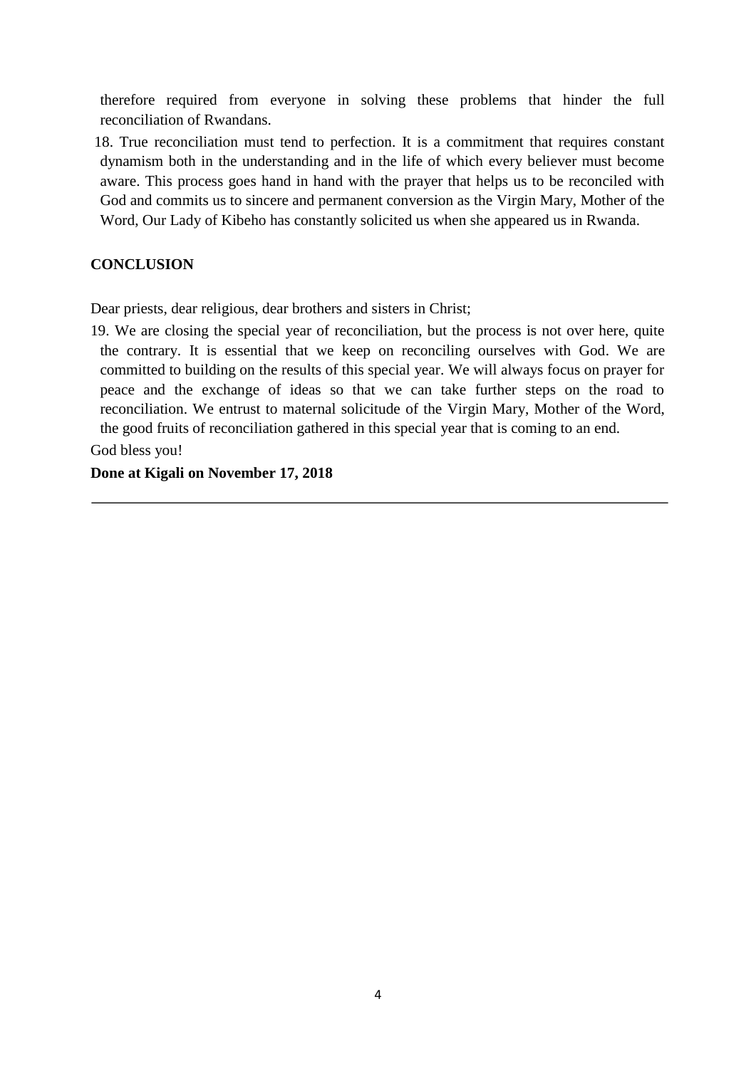therefore required from everyone in solving these problems that hinder the full reconciliation of Rwandans.

18. True reconciliation must tend to perfection. It is a commitment that requires constant dynamism both in the understanding and in the life of which every believer must become aware. This process goes hand in hand with the prayer that helps us to be reconciled with God and commits us to sincere and permanent conversion as the Virgin Mary, Mother of the Word, Our Lady of Kibeho has constantly solicited us when she appeared us in Rwanda.

## CONCLUSION

Dear priests, dear religious, dear brothers and sisters in Christ;

19. We are closing the special year of reconciliation, but the process is not over here, quite the contrary. It is essential that we keep on reconciling ourselves with God. We are committed to building on the results of this special year. We will always focus on prayer for peace and the exchange of ideas so that we can take further steps on the road to reconciliation. We entrust to maternal solicitude of the Virgin Mary, Mother of the Word, the good fruits of reconciliation gathered in this special year that is coming to an end.

God bless you!

**Done at Kigali on November 17, 2018**

---